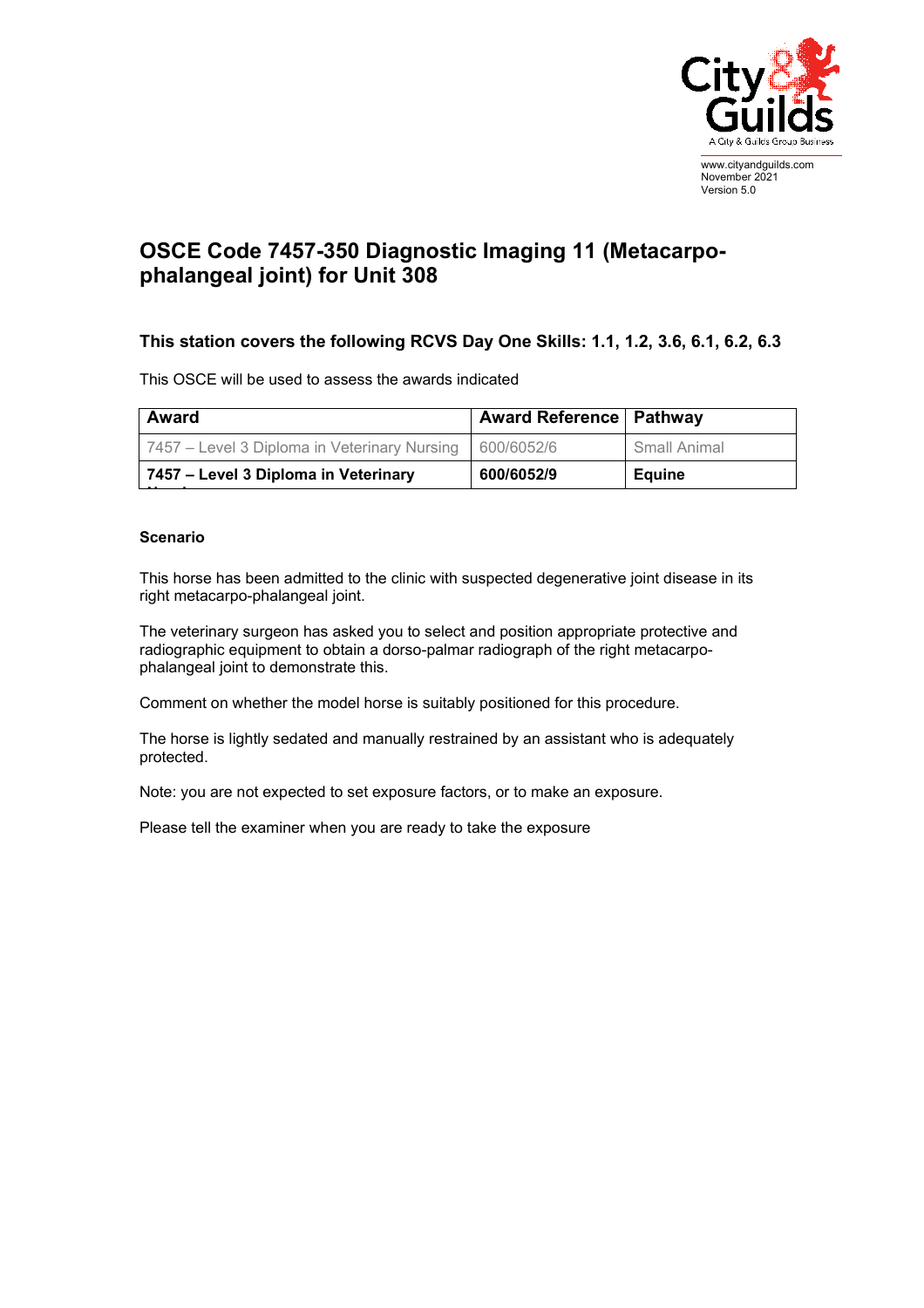www.cityandguilds.com
November 2021
Version 5.0

# OSCE Code 7457-350 Diagnostic Imaging 11 (Metacarpo-phalangeal joint) for Unit 308

## This station covers the following RCVS Day One Skills: 1.1, 1.2, 3.6, 6.1, 6.2, 6.3

This OSCE will be used to assess the awards indicated

| Award | Award Reference | Pathway |
|---|---|---|
| 7457 – Level 3 Diploma in Veterinary Nursing | 600/6052/6 | Small Animal |
| **7457 – Level 3 Diploma in Veterinary Nursing** | **600/6052/9** | **Equine** |

**Scenario**

This horse has been admitted to the clinic with suspected degenerative joint disease in its right metacarpo-phalangeal joint.

The veterinary surgeon has asked you to select and position appropriate protective and radiographic equipment to obtain a dorso-palmar radiograph of the right metacarpo-phalangeal joint to demonstrate this.

Comment on whether the model horse is suitably positioned for this procedure.

The horse is lightly sedated and manually restrained by an assistant who is adequately protected.

Note: you are not expected to set exposure factors, or to make an exposure.

Please tell the examiner when you are ready to take the exposure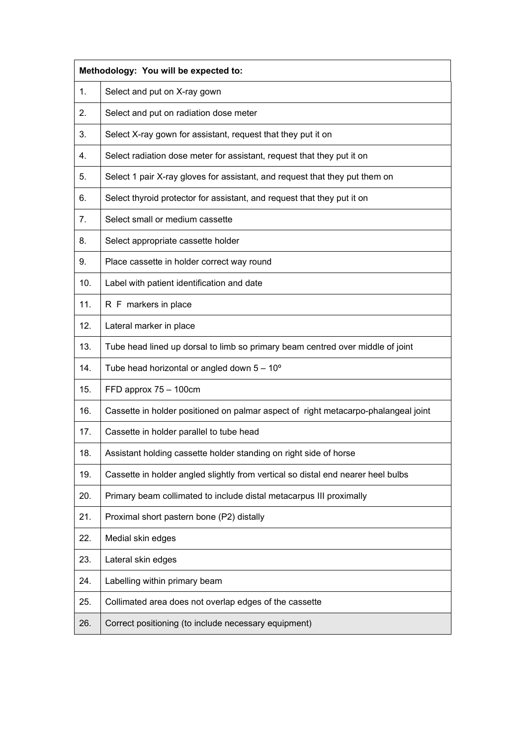| Methodology: You will be expected to: | |
|---|---|
| 1. | Select and put on X-ray gown |
| 2. | Select and put on radiation dose meter |
| 3. | Select X-ray gown for assistant, request that they put it on |
| 4. | Select radiation dose meter for assistant, request that they put it on |
| 5. | Select 1 pair X-ray gloves for assistant, and request that they put them on |
| 6. | Select thyroid protector for assistant, and request that they put it on |
| 7. | Select small or medium cassette |
| 8. | Select appropriate cassette holder |
| 9. | Place cassette in holder correct way round |
| 10. | Label with patient identification and date |
| 11. | R F markers in place |
| 12. | Lateral marker in place |
| 13. | Tube head lined up dorsal to limb so primary beam centred over middle of joint |
| 14. | Tube head horizontal or angled down 5 – 10º |
| 15. | FFD approx 75 – 100cm |
| 16. | Cassette in holder positioned on palmar aspect of right metacarpo-phalangeal joint |
| 17. | Cassette in holder parallel to tube head |
| 18. | Assistant holding cassette holder standing on right side of horse |
| 19. | Cassette in holder angled slightly from vertical so distal end nearer heel bulbs |
| 20. | Primary beam collimated to include distal metacarpus III proximally |
| 21. | Proximal short pastern bone (P2) distally |
| 22. | Medial skin edges |
| 23. | Lateral skin edges |
| 24. | Labelling within primary beam |
| 25. | Collimated area does not overlap edges of the cassette |
| 26. | Correct positioning (to include necessary equipment) |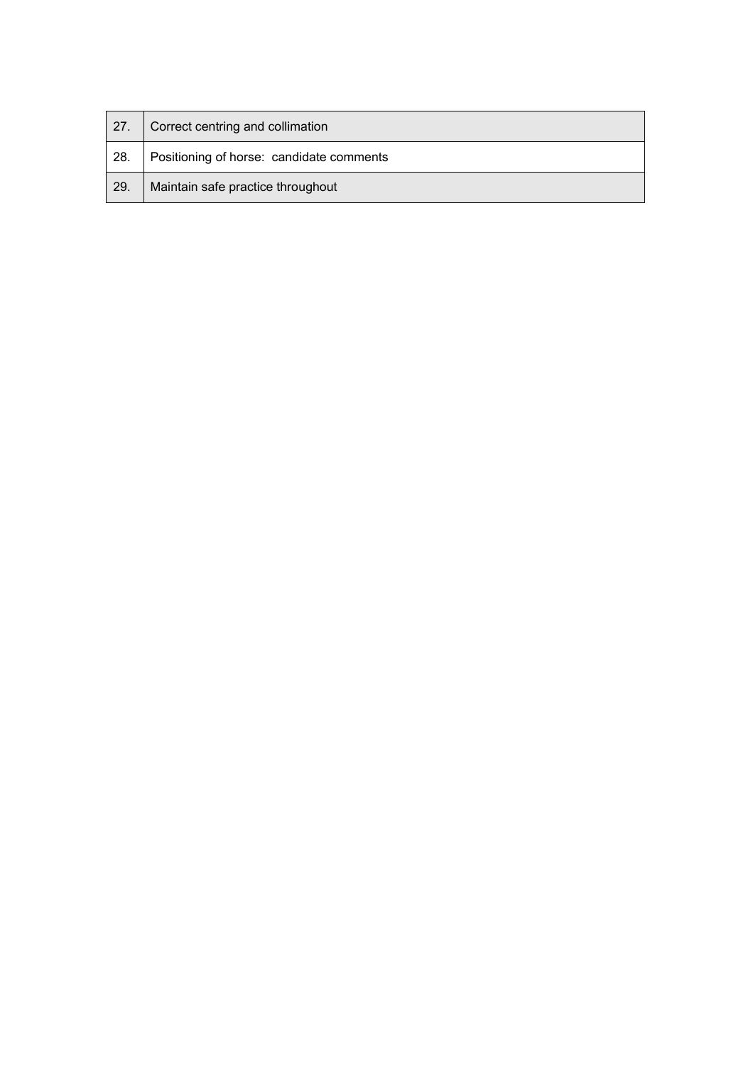| | |
|---|---|
| 27. | Correct centring and collimation |
| 28. | Positioning of horse:  candidate comments |
| 29. | Maintain safe practice throughout |